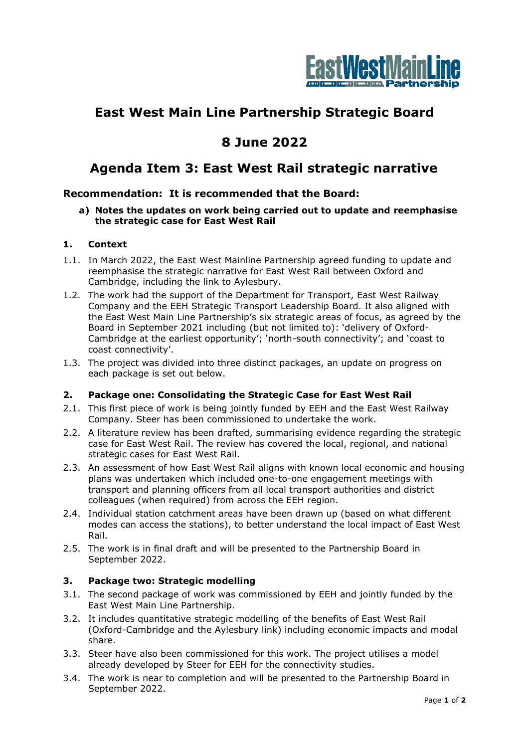# East West Main Line Partnership Strategic Board

# 8 June 2022

# Agenda Item 3: East West Rail strategic narrative

### Recommendation: It is recommended that the Board:

**a) Notes the updates on work being carried out to update and reemphasise the strategic case for East West Rail**

### 1. Context

1.1. In March 2022, the East West Mainline Partnership agreed funding to update and reemphasise the strategic narrative for East West Rail between Oxford and Cambridge, including the link to Aylesbury.

1.2. The work had the support of the Department for Transport, East West Railway Company and the EEH Strategic Transport Leadership Board. It also aligned with the East West Main Line Partnership's six strategic areas of focus, as agreed by the Board in September 2021 including (but not limited to): 'delivery of Oxford-Cambridge at the earliest opportunity'; 'north-south connectivity'; and 'coast to coast connectivity'.

1.3. The project was divided into three distinct packages, an update on progress on each package is set out below.

### 2. Package one: Consolidating the Strategic Case for East West Rail

2.1. This first piece of work is being jointly funded by EEH and the East West Railway Company. Steer has been commissioned to undertake the work.

2.2. A literature review has been drafted, summarising evidence regarding the strategic case for East West Rail. The review has covered the local, regional, and national strategic cases for East West Rail.

2.3. An assessment of how East West Rail aligns with known local economic and housing plans was undertaken which included one-to-one engagement meetings with transport and planning officers from all local transport authorities and district colleagues (when required) from across the EEH region.

2.4. Individual station catchment areas have been drawn up (based on what different modes can access the stations), to better understand the local impact of East West Rail.

2.5. The work is in final draft and will be presented to the Partnership Board in September 2022.

### 3. Package two: Strategic modelling

3.1. The second package of work was commissioned by EEH and jointly funded by the East West Main Line Partnership.

3.2. It includes quantitative strategic modelling of the benefits of East West Rail (Oxford-Cambridge and the Aylesbury link) including economic impacts and modal share.

3.3. Steer have also been commissioned for this work. The project utilises a model already developed by Steer for EEH for the connectivity studies.

3.4. The work is near to completion and will be presented to the Partnership Board in September 2022.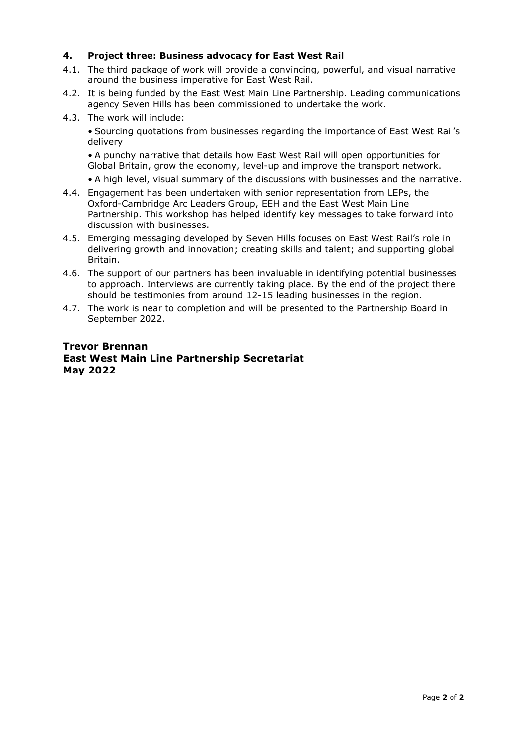## 4. Project three: Business advocacy for East West Rail

4.1. The third package of work will provide a convincing, powerful, and visual narrative around the business imperative for East West Rail.

4.2. It is being funded by the East West Main Line Partnership. Leading communications agency Seven Hills has been commissioned to undertake the work.

4.3. The work will include:

- Sourcing quotations from businesses regarding the importance of East West Rail's delivery
- A punchy narrative that details how East West Rail will open opportunities for Global Britain, grow the economy, level-up and improve the transport network.
- A high level, visual summary of the discussions with businesses and the narrative.

4.4. Engagement has been undertaken with senior representation from LEPs, the Oxford-Cambridge Arc Leaders Group, EEH and the East West Main Line Partnership. This workshop has helped identify key messages to take forward into discussion with businesses.

4.5. Emerging messaging developed by Seven Hills focuses on East West Rail's role in delivering growth and innovation; creating skills and talent; and supporting global Britain.

4.6. The support of our partners has been invaluable in identifying potential businesses to approach. Interviews are currently taking place. By the end of the project there should be testimonies from around 12-15 leading businesses in the region.

4.7. The work is near to completion and will be presented to the Partnership Board in September 2022.

**Trevor Brennan**
**East West Main Line Partnership Secretariat**
**May 2022**